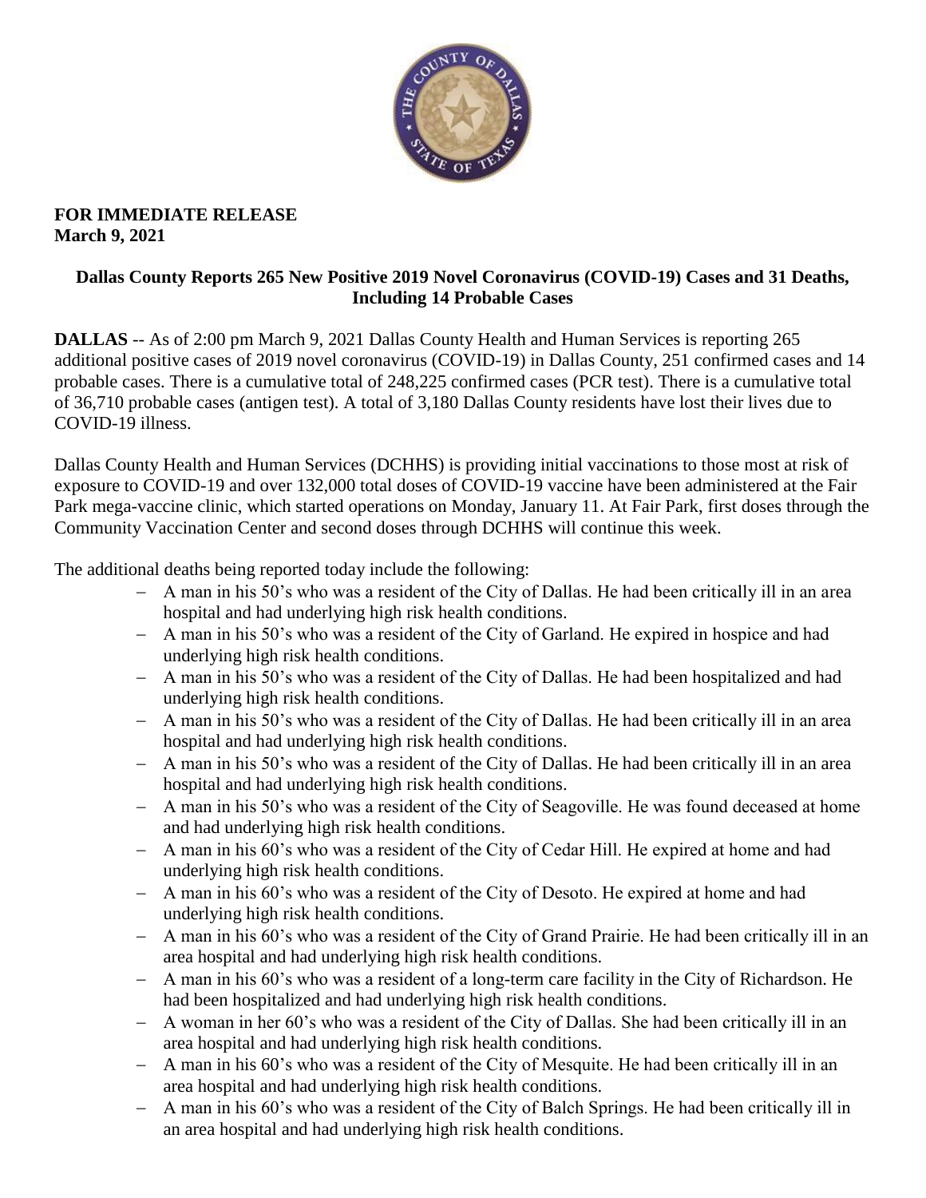**FOR IMMEDIATE RELEASE**
**March 9, 2021**

## Dallas County Reports 265 New Positive 2019 Novel Coronavirus (COVID-19) Cases and 31 Deaths, Including 14 Probable Cases

**DALLAS** -- As of 2:00 pm March 9, 2021 Dallas County Health and Human Services is reporting 265 additional positive cases of 2019 novel coronavirus (COVID-19) in Dallas County, 251 confirmed cases and 14 probable cases. There is a cumulative total of 248,225 confirmed cases (PCR test). There is a cumulative total of 36,710 probable cases (antigen test). A total of 3,180 Dallas County residents have lost their lives due to COVID-19 illness.

Dallas County Health and Human Services (DCHHS) is providing initial vaccinations to those most at risk of exposure to COVID-19 and over 132,000 total doses of COVID-19 vaccine have been administered at the Fair Park mega-vaccine clinic, which started operations on Monday, January 11. At Fair Park, first doses through the Community Vaccination Center and second doses through DCHHS will continue this week.

The additional deaths being reported today include the following:

- A man in his 50's who was a resident of the City of Dallas. He had been critically ill in an area hospital and had underlying high risk health conditions.
- A man in his 50's who was a resident of the City of Garland. He expired in hospice and had underlying high risk health conditions.
- A man in his 50's who was a resident of the City of Dallas. He had been hospitalized and had underlying high risk health conditions.
- A man in his 50's who was a resident of the City of Dallas. He had been critically ill in an area hospital and had underlying high risk health conditions.
- A man in his 50's who was a resident of the City of Dallas. He had been critically ill in an area hospital and had underlying high risk health conditions.
- A man in his 50's who was a resident of the City of Seagoville. He was found deceased at home and had underlying high risk health conditions.
- A man in his 60's who was a resident of the City of Cedar Hill. He expired at home and had underlying high risk health conditions.
- A man in his 60's who was a resident of the City of Desoto. He expired at home and had underlying high risk health conditions.
- A man in his 60's who was a resident of the City of Grand Prairie. He had been critically ill in an area hospital and had underlying high risk health conditions.
- A man in his 60's who was a resident of a long-term care facility in the City of Richardson. He had been hospitalized and had underlying high risk health conditions.
- A woman in her 60's who was a resident of the City of Dallas. She had been critically ill in an area hospital and had underlying high risk health conditions.
- A man in his 60's who was a resident of the City of Mesquite. He had been critically ill in an area hospital and had underlying high risk health conditions.
- A man in his 60's who was a resident of the City of Balch Springs. He had been critically ill in an area hospital and had underlying high risk health conditions.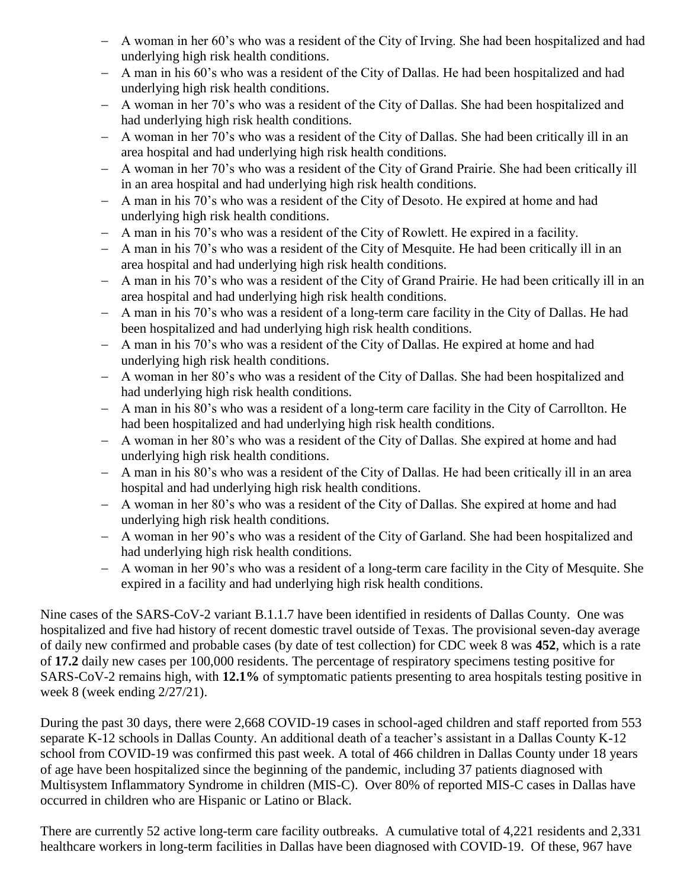- A woman in her 60's who was a resident of the City of Irving. She had been hospitalized and had underlying high risk health conditions.
- A man in his 60's who was a resident of the City of Dallas. He had been hospitalized and had underlying high risk health conditions.
- A woman in her 70's who was a resident of the City of Dallas. She had been hospitalized and had underlying high risk health conditions.
- A woman in her 70's who was a resident of the City of Dallas. She had been critically ill in an area hospital and had underlying high risk health conditions.
- A woman in her 70's who was a resident of the City of Grand Prairie. She had been critically ill in an area hospital and had underlying high risk health conditions.
- A man in his 70's who was a resident of the City of Desoto. He expired at home and had underlying high risk health conditions.
- A man in his 70's who was a resident of the City of Rowlett. He expired in a facility.
- A man in his 70's who was a resident of the City of Mesquite. He had been critically ill in an area hospital and had underlying high risk health conditions.
- A man in his 70's who was a resident of the City of Grand Prairie. He had been critically ill in an area hospital and had underlying high risk health conditions.
- A man in his 70's who was a resident of a long-term care facility in the City of Dallas. He had been hospitalized and had underlying high risk health conditions.
- A man in his 70's who was a resident of the City of Dallas. He expired at home and had underlying high risk health conditions.
- A woman in her 80's who was a resident of the City of Dallas. She had been hospitalized and had underlying high risk health conditions.
- A man in his 80's who was a resident of a long-term care facility in the City of Carrollton. He had been hospitalized and had underlying high risk health conditions.
- A woman in her 80's who was a resident of the City of Dallas. She expired at home and had underlying high risk health conditions.
- A man in his 80's who was a resident of the City of Dallas. He had been critically ill in an area hospital and had underlying high risk health conditions.
- A woman in her 80's who was a resident of the City of Dallas. She expired at home and had underlying high risk health conditions.
- A woman in her 90's who was a resident of the City of Garland. She had been hospitalized and had underlying high risk health conditions.
- A woman in her 90's who was a resident of a long-term care facility in the City of Mesquite. She expired in a facility and had underlying high risk health conditions.

Nine cases of the SARS-CoV-2 variant B.1.1.7 have been identified in residents of Dallas County. One was hospitalized and five had history of recent domestic travel outside of Texas. The provisional seven-day average of daily new confirmed and probable cases (by date of test collection) for CDC week 8 was **452**, which is a rate of **17.2** daily new cases per 100,000 residents. The percentage of respiratory specimens testing positive for SARS-CoV-2 remains high, with **12.1%** of symptomatic patients presenting to area hospitals testing positive in week 8 (week ending 2/27/21).

During the past 30 days, there were 2,668 COVID-19 cases in school-aged children and staff reported from 553 separate K-12 schools in Dallas County. An additional death of a teacher's assistant in a Dallas County K-12 school from COVID-19 was confirmed this past week. A total of 466 children in Dallas County under 18 years of age have been hospitalized since the beginning of the pandemic, including 37 patients diagnosed with Multisystem Inflammatory Syndrome in children (MIS-C). Over 80% of reported MIS-C cases in Dallas have occurred in children who are Hispanic or Latino or Black.

There are currently 52 active long-term care facility outbreaks. A cumulative total of 4,221 residents and 2,331 healthcare workers in long-term facilities in Dallas have been diagnosed with COVID-19. Of these, 967 have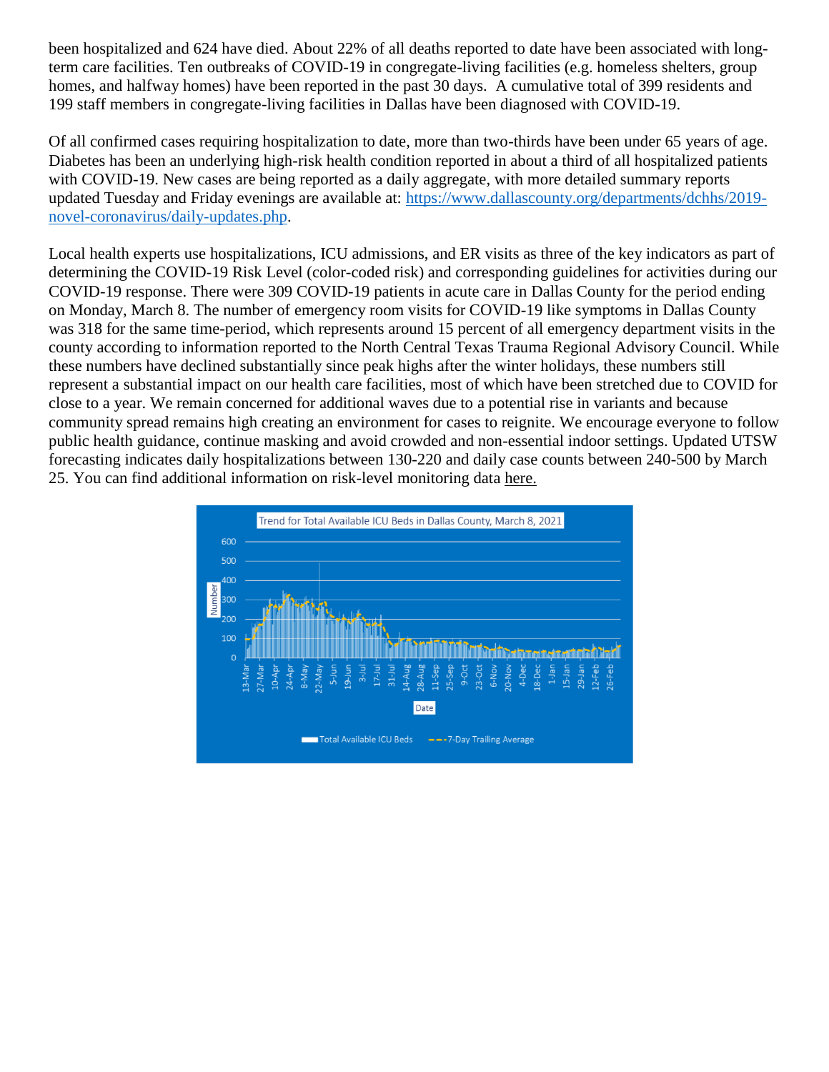been hospitalized and 624 have died. About 22% of all deaths reported to date have been associated with long-term care facilities. Ten outbreaks of COVID-19 in congregate-living facilities (e.g. homeless shelters, group homes, and halfway homes) have been reported in the past 30 days. A cumulative total of 399 residents and 199 staff members in congregate-living facilities in Dallas have been diagnosed with COVID-19.

Of all confirmed cases requiring hospitalization to date, more than two-thirds have been under 65 years of age. Diabetes has been an underlying high-risk health condition reported in about a third of all hospitalized patients with COVID-19. New cases are being reported as a daily aggregate, with more detailed summary reports updated Tuesday and Friday evenings are available at: [https://www.dallascounty.org/departments/dchhs/2019-novel-coronavirus/daily-updates.php](https://www.dallascounty.org/departments/dchhs/2019-novel-coronavirus/daily-updates.php).

Local health experts use hospitalizations, ICU admissions, and ER visits as three of the key indicators as part of determining the COVID-19 Risk Level (color-coded risk) and corresponding guidelines for activities during our COVID-19 response. There were 309 COVID-19 patients in acute care in Dallas County for the period ending on Monday, March 8. The number of emergency room visits for COVID-19 like symptoms in Dallas County was 318 for the same time-period, which represents around 15 percent of all emergency department visits in the county according to information reported to the North Central Texas Trauma Regional Advisory Council. While these numbers have declined substantially since peak highs after the winter holidays, these numbers still represent a substantial impact on our health care facilities, most of which have been stretched due to COVID for close to a year. We remain concerned for additional waves due to a potential rise in variants and because community spread remains high creating an environment for cases to reignite. We encourage everyone to follow public health guidance, continue masking and avoid crowded and non-essential indoor settings. Updated UTSW forecasting indicates daily hospitalizations between 130-220 and daily case counts between 240-500 by March 25. You can find additional information on risk-level monitoring data here.

Trend for Total Available ICU Beds in Dallas County, March 8, 2021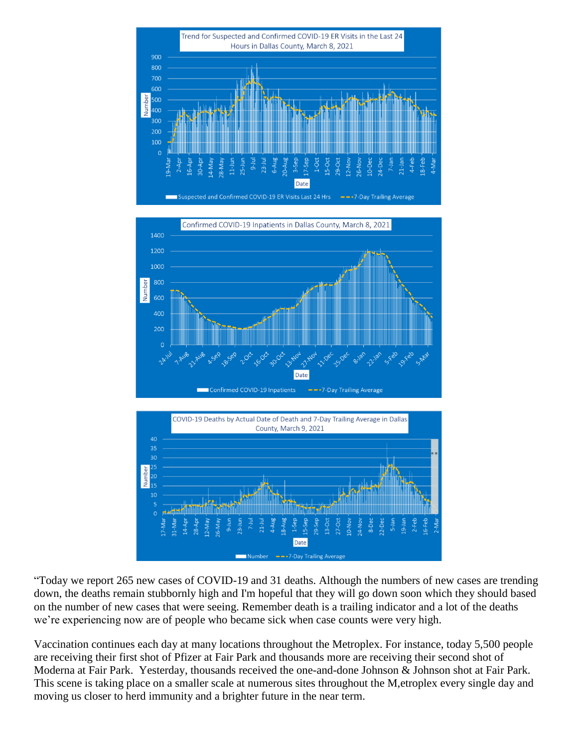Trend for Suspected and Confirmed COVID-19 ER Visits in the Last 24 Hours in Dallas County, March 8, 2021

Confirmed COVID-19 Inpatients in Dallas County, March 8, 2021

COVID-19 Deaths by Actual Date of Death and 7-Day Trailing Average in Dallas County, March 9, 2021

"Today we report 265 new cases of COVID-19 and 31 deaths. Although the numbers of new cases are trending down, the deaths remain stubbornly high and I'm hopeful that they will go down soon which they should based on the number of new cases that were seeing. Remember death is a trailing indicator and a lot of the deaths we're experiencing now are of people who became sick when case counts were very high.

Vaccination continues each day at many locations throughout the Metroplex. For instance, today 5,500 people are receiving their first shot of Pfizer at Fair Park and thousands more are receiving their second shot of Moderna at Fair Park. Yesterday, thousands received the one-and-done Johnson & Johnson shot at Fair Park. This scene is taking place on a smaller scale at numerous sites throughout the M,etroplex every single day and moving us closer to herd immunity and a brighter future in the near term.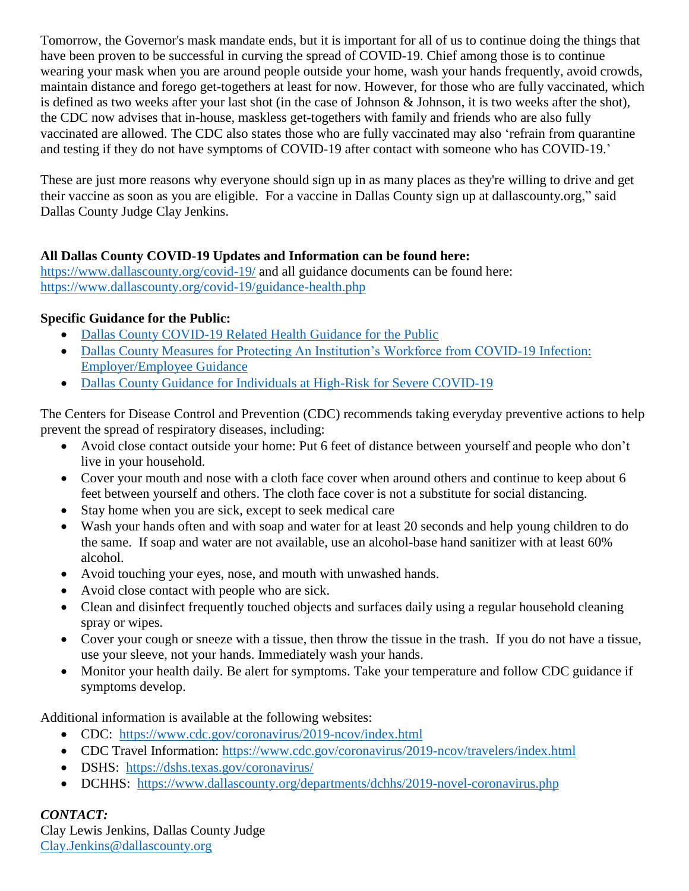Tomorrow, the Governor's mask mandate ends, but it is important for all of us to continue doing the things that have been proven to be successful in curving the spread of COVID-19. Chief among those is to continue wearing your mask when you are around people outside your home, wash your hands frequently, avoid crowds, maintain distance and forego get-togethers at least for now. However, for those who are fully vaccinated, which is defined as two weeks after your last shot (in the case of Johnson & Johnson, it is two weeks after the shot), the CDC now advises that in-house, maskless get-togethers with family and friends who are also fully vaccinated are allowed. The CDC also states those who are fully vaccinated may also 'refrain from quarantine and testing if they do not have symptoms of COVID-19 after contact with someone who has COVID-19.'

These are just more reasons why everyone should sign up in as many places as they're willing to drive and get their vaccine as soon as you are eligible. For a vaccine in Dallas County sign up at dallascounty.org," said Dallas County Judge Clay Jenkins.

**All Dallas County COVID-19 Updates and Information can be found here:**
https://www.dallascounty.org/covid-19/ and all guidance documents can be found here:
https://www.dallascounty.org/covid-19/guidance-health.php

**Specific Guidance for the Public:**

- Dallas County COVID-19 Related Health Guidance for the Public
- Dallas County Measures for Protecting An Institution's Workforce from COVID-19 Infection: Employer/Employee Guidance
- Dallas County Guidance for Individuals at High-Risk for Severe COVID-19

The Centers for Disease Control and Prevention (CDC) recommends taking everyday preventive actions to help prevent the spread of respiratory diseases, including:

- Avoid close contact outside your home: Put 6 feet of distance between yourself and people who don't live in your household.
- Cover your mouth and nose with a cloth face cover when around others and continue to keep about 6 feet between yourself and others. The cloth face cover is not a substitute for social distancing.
- Stay home when you are sick, except to seek medical care
- Wash your hands often and with soap and water for at least 20 seconds and help young children to do the same. If soap and water are not available, use an alcohol-base hand sanitizer with at least 60% alcohol.
- Avoid touching your eyes, nose, and mouth with unwashed hands.
- Avoid close contact with people who are sick.
- Clean and disinfect frequently touched objects and surfaces daily using a regular household cleaning spray or wipes.
- Cover your cough or sneeze with a tissue, then throw the tissue in the trash. If you do not have a tissue, use your sleeve, not your hands. Immediately wash your hands.
- Monitor your health daily. Be alert for symptoms. Take your temperature and follow CDC guidance if symptoms develop.

Additional information is available at the following websites:

- CDC: https://www.cdc.gov/coronavirus/2019-ncov/index.html
- CDC Travel Information: https://www.cdc.gov/coronavirus/2019-ncov/travelers/index.html
- DSHS: https://dshs.texas.gov/coronavirus/
- DCHHS: https://www.dallascounty.org/departments/dchhs/2019-novel-coronavirus.php

***CONTACT:***
Clay Lewis Jenkins, Dallas County Judge
Clay.Jenkins@dallascounty.org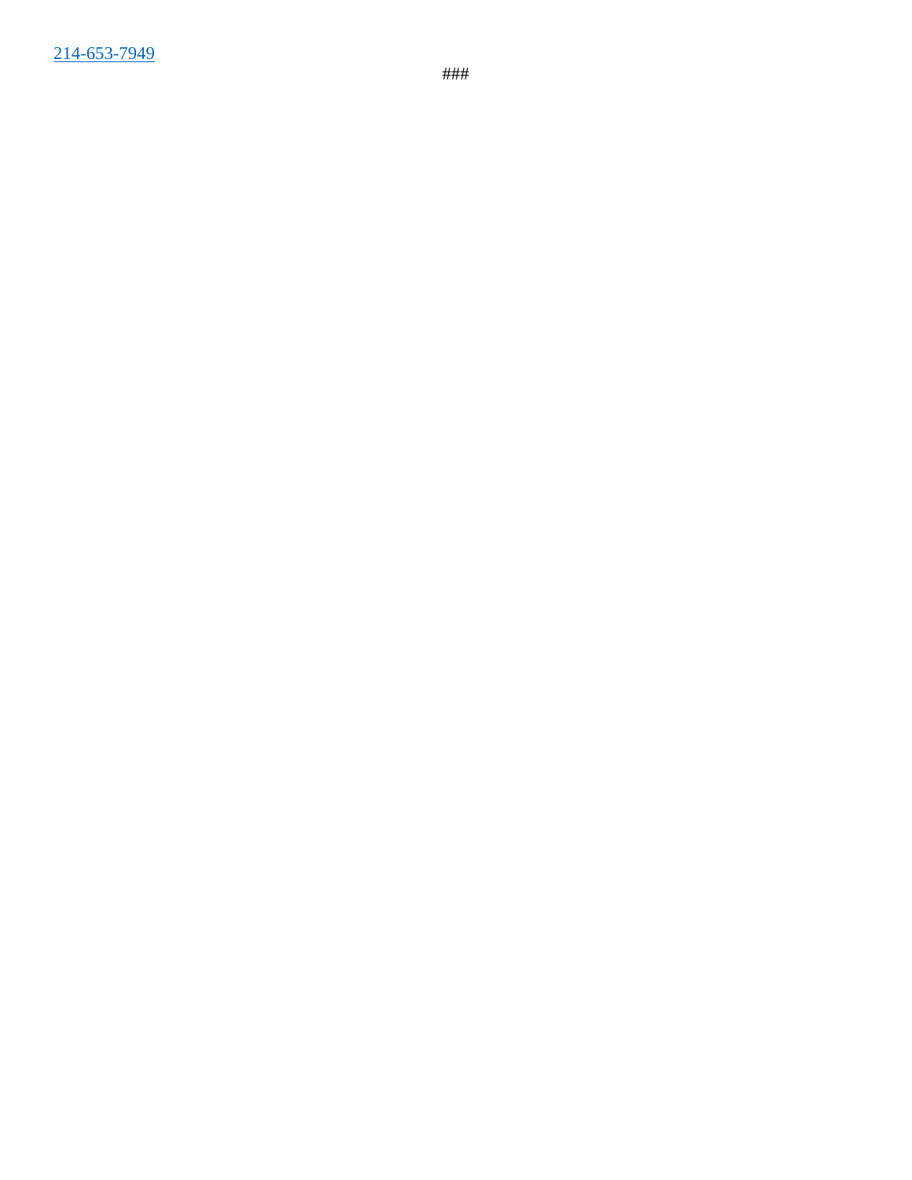[214-653-7949](tel:214-653-7949)

###